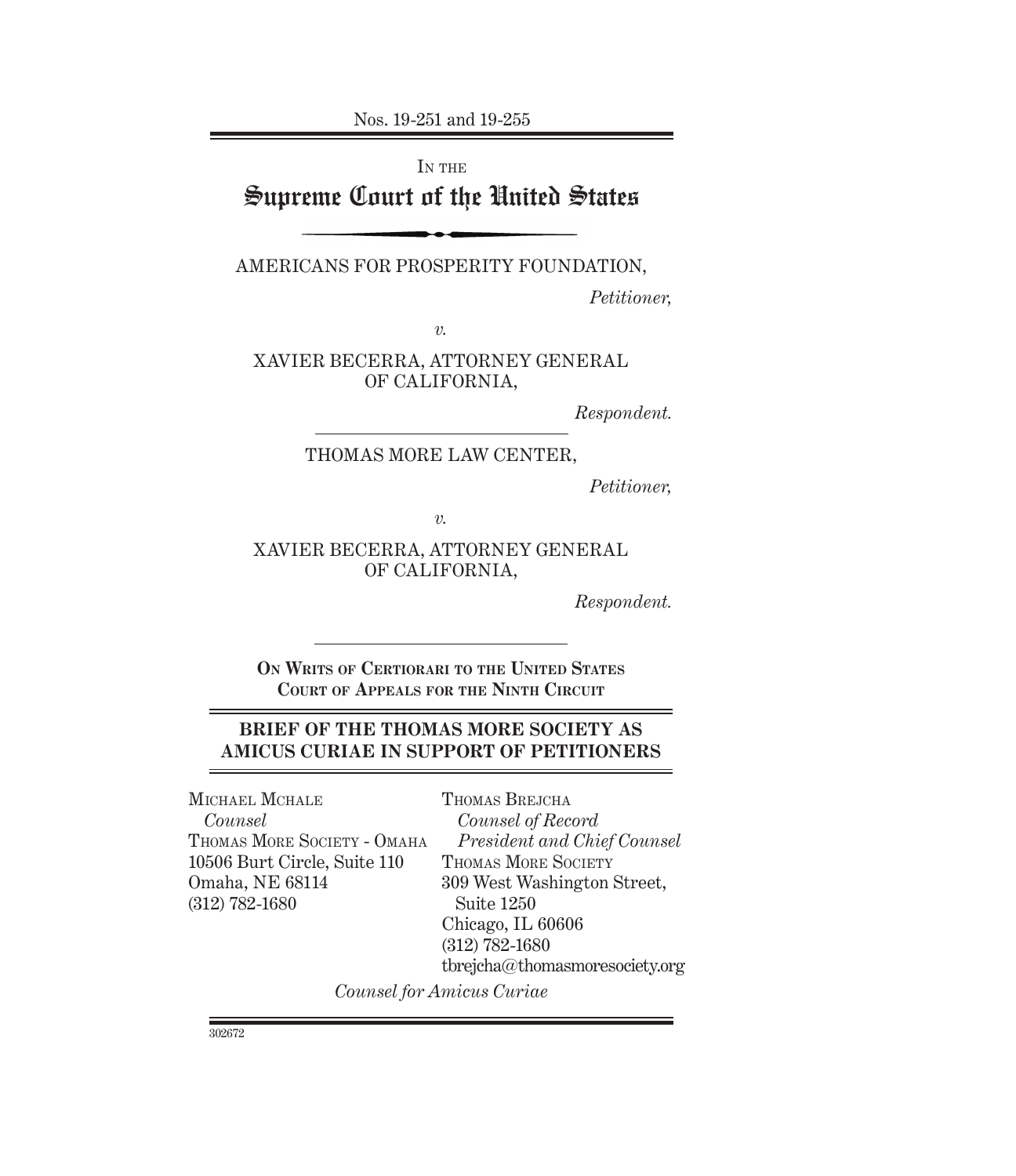Nos. 19-251 and 19-255

IN THE

# Supreme Court of the United States

AMERICANS FOR PROSPERITY FOUNDATION,

*Petitioner,*

*v.*

XAVIER BECERRA, ATTORNEY GENERAL OF CALIFORNIA,

*Respondent.*

---

THOMAS MORE LAW CENTER,

*Petitioner,*

*v.*

XAVIER BECERRA, ATTORNEY GENERAL OF CALIFORNIA,

*Respondent.*

---

**ON WRITS OF CERTIORARI TO THE UNITED STATES COURT OF APPEALS FOR THE NINTH CIRCUIT**

## BRIEF OF THE THOMAS MORE SOCIETY AS AMICUS CURIAE IN SUPPORT OF PETITIONERS

THOMAS BREJCHA
*Counsel of Record*
*President and Chief Counsel*
THOMAS MORE SOCIETY
309 West Washington Street, Suite 1250
Chicago, IL 60606
(312) 782-1680
tbrejcha@thomasmoresociety.org

MICHAEL MCHALE
*Counsel*
THOMAS MORE SOCIETY - OMAHA
10506 Burt Circle, Suite 110
Omaha, NE 68114
(312) 782-1680

*Counsel for Amicus Curiae*

302672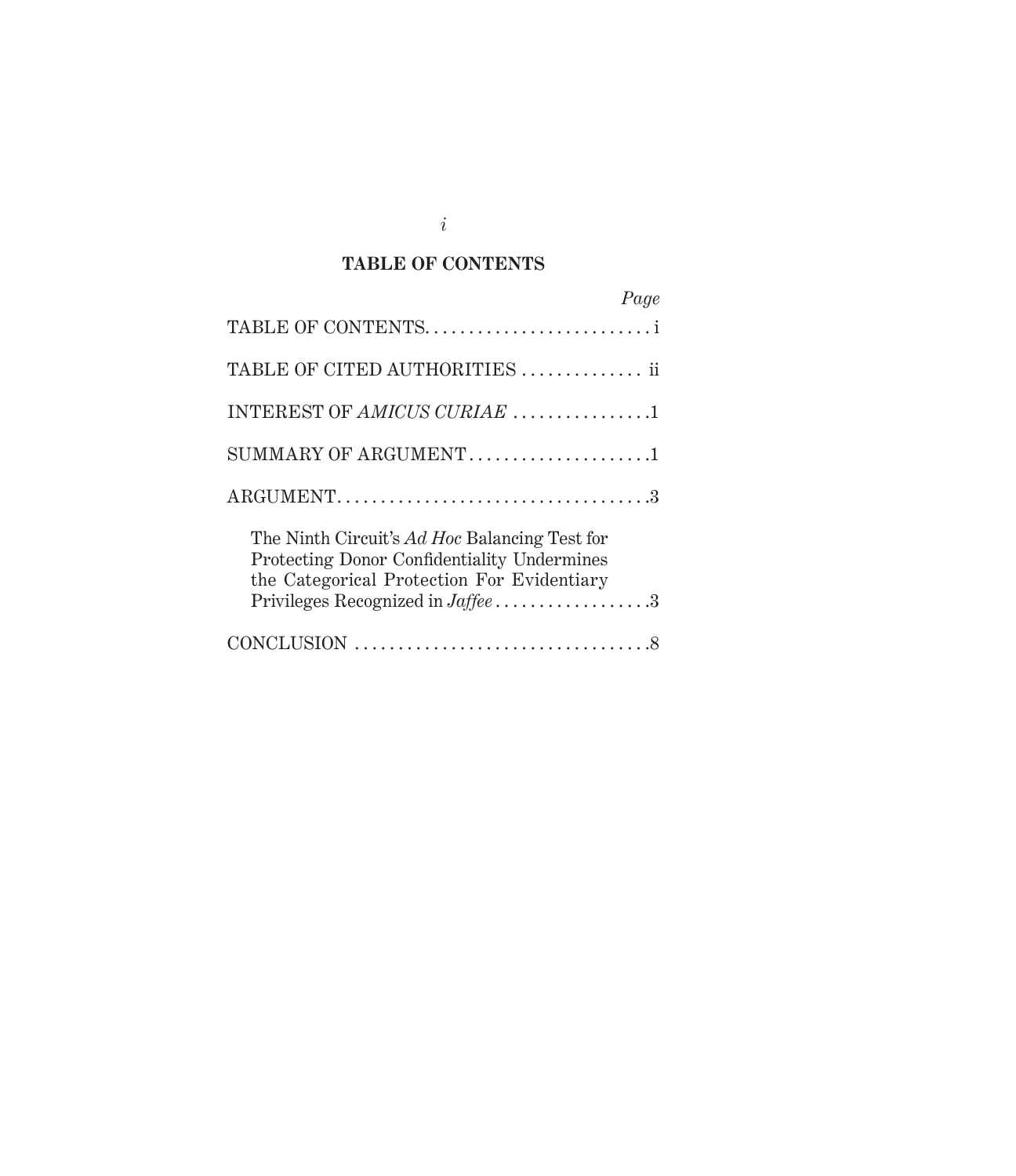## TABLE OF CONTENTS

| | *Page* |
|---|---|
| TABLE OF CONTENTS | i |
| TABLE OF CITED AUTHORITIES | ii |
| INTEREST OF *AMICUS CURIAE* | 1 |
| SUMMARY OF ARGUMENT | 1 |
| ARGUMENT | 3 |
| The Ninth Circuit's *Ad Hoc* Balancing Test for Protecting Donor Confidentiality Undermines the Categorical Protection For Evidentiary Privileges Recognized in *Jaffee* | 3 |
| CONCLUSION | 8 |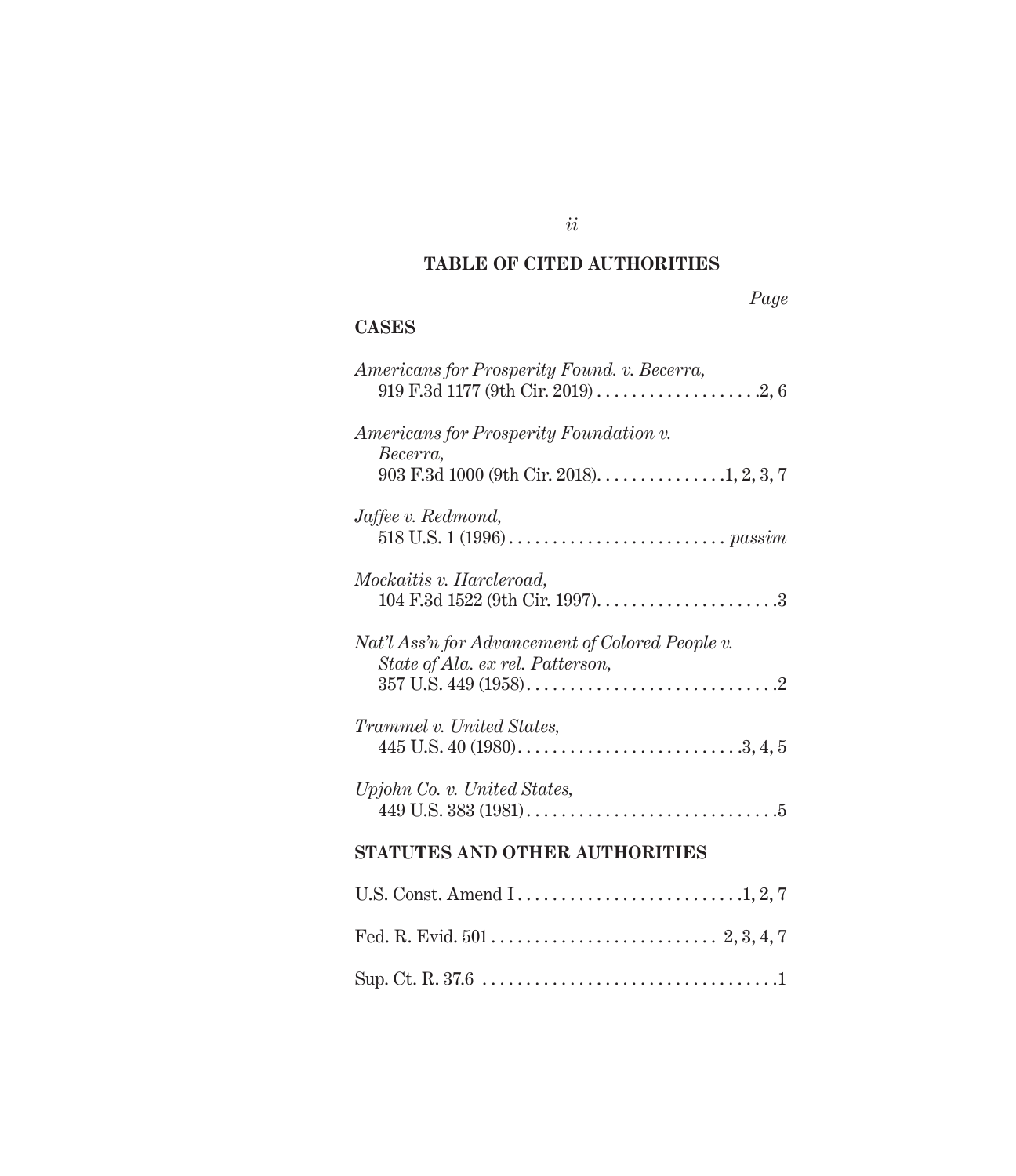## TABLE OF CITED AUTHORITIES

*Page*

### CASES

*Americans for Prosperity Found. v. Becerra*, 919 F.3d 1177 (9th Cir. 2019) . . . . . . . . . . . . . . . . . . .2, 6

*Americans for Prosperity Foundation v. Becerra*, 903 F.3d 1000 (9th Cir. 2018). . . . . . . . . . . . . . .1, 2, 3, 7

*Jaffee v. Redmond*, 518 U.S. 1 (1996) . . . . . . . . . . . . . . . . . . . . . . . . . *passim*

*Mockaitis v. Harcleroad*, 104 F.3d 1522 (9th Cir. 1997). . . . . . . . . . . . . . . . . . . . .3

*Nat'l Ass'n for Advancement of Colored People v. State of Ala. ex rel. Patterson*, 357 U.S. 449 (1958) . . . . . . . . . . . . . . . . . . . . . . . . . . . . .2

*Trammel v. United States*, 445 U.S. 40 (1980). . . . . . . . . . . . . . . . . . . . . . . . . .3, 4, 5

*Upjohn Co. v. United States*, 449 U.S. 383 (1981) . . . . . . . . . . . . . . . . . . . . . . . . . . . . .5

### STATUTES AND OTHER AUTHORITIES

U.S. Const. Amend I . . . . . . . . . . . . . . . . . . . . . . . . . .1, 2, 7

Fed. R. Evid. 501 . . . . . . . . . . . . . . . . . . . . . . . . . . 2, 3, 4, 7

Sup. Ct. R. 37.6 . . . . . . . . . . . . . . . . . . . . . . . . . . . . . . . . . .1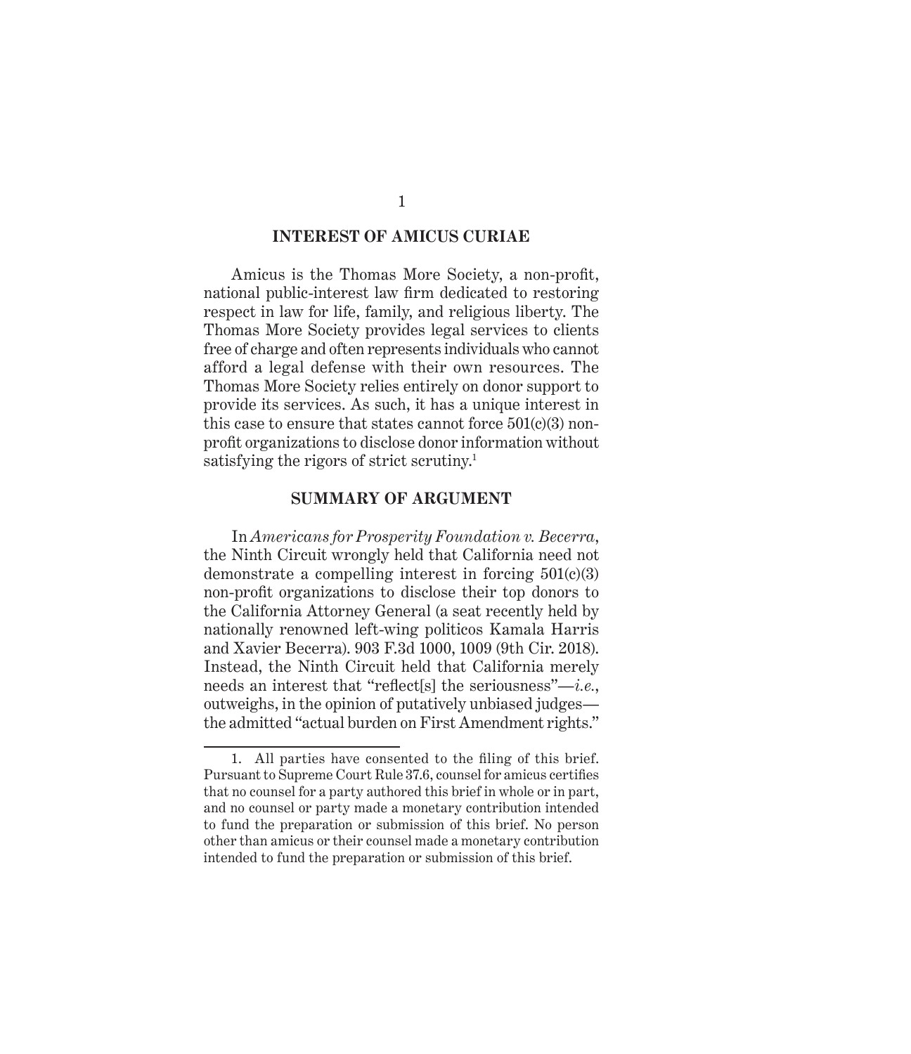## INTEREST OF AMICUS CURIAE

Amicus is the Thomas More Society, a non-profit, national public-interest law firm dedicated to restoring respect in law for life, family, and religious liberty. The Thomas More Society provides legal services to clients free of charge and often represents individuals who cannot afford a legal defense with their own resources. The Thomas More Society relies entirely on donor support to provide its services. As such, it has a unique interest in this case to ensure that states cannot force 501(c)(3) non-profit organizations to disclose donor information without satisfying the rigors of strict scrutiny.[1]

## SUMMARY OF ARGUMENT

In *Americans for Prosperity Foundation v. Becerra*, the Ninth Circuit wrongly held that California need not demonstrate a compelling interest in forcing 501(c)(3) non-profit organizations to disclose their top donors to the California Attorney General (a seat recently held by nationally renowned left-wing politicos Kamala Harris and Xavier Becerra). 903 F.3d 1000, 1009 (9th Cir. 2018). Instead, the Ninth Circuit held that California merely needs an interest that "reflect[s] the seriousness"—*i.e.*, outweighs, in the opinion of putatively unbiased judges—the admitted "actual burden on First Amendment rights."

---

1. All parties have consented to the filing of this brief. Pursuant to Supreme Court Rule 37.6, counsel for amicus certifies that no counsel for a party authored this brief in whole or in part, and no counsel or party made a monetary contribution intended to fund the preparation or submission of this brief. No person other than amicus or their counsel made a monetary contribution intended to fund the preparation or submission of this brief.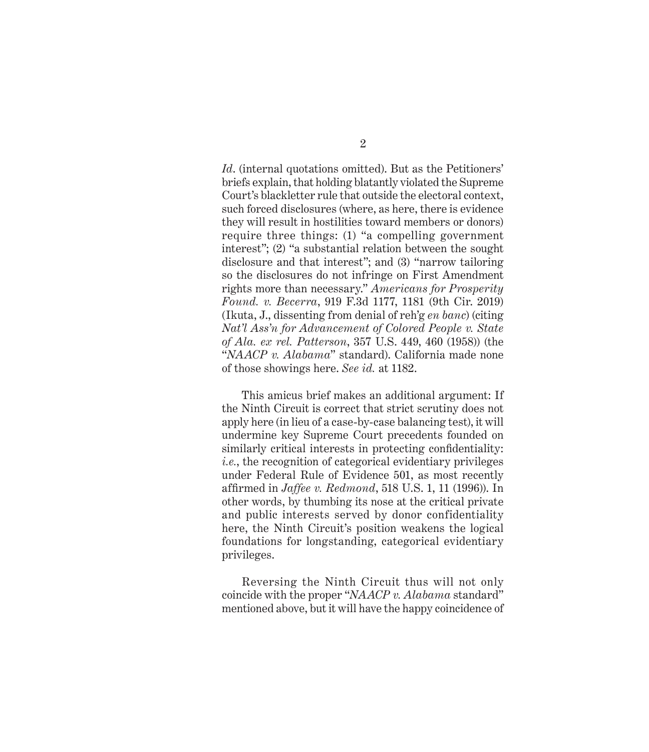*Id*. (internal quotations omitted). But as the Petitioners' briefs explain, that holding blatantly violated the Supreme Court's blackletter rule that outside the electoral context, such forced disclosures (where, as here, there is evidence they will result in hostilities toward members or donors) require three things: (1) "a compelling government interest"; (2) "a substantial relation between the sought disclosure and that interest"; and (3) "narrow tailoring so the disclosures do not infringe on First Amendment rights more than necessary." *Americans for Prosperity Found. v. Becerra*, 919 F.3d 1177, 1181 (9th Cir. 2019) (Ikuta, J., dissenting from denial of reh'g *en banc*) (citing *Nat'l Ass'n for Advancement of Colored People v. State of Ala. ex rel. Patterson*, 357 U.S. 449, 460 (1958)) (the "*NAACP v. Alabama*" standard). California made none of those showings here. *See id.* at 1182.

This amicus brief makes an additional argument: If the Ninth Circuit is correct that strict scrutiny does not apply here (in lieu of a case-by-case balancing test), it will undermine key Supreme Court precedents founded on similarly critical interests in protecting confidentiality: *i.e.*, the recognition of categorical evidentiary privileges under Federal Rule of Evidence 501, as most recently affirmed in *Jaffee v. Redmond*, 518 U.S. 1, 11 (1996)). In other words, by thumbing its nose at the critical private and public interests served by donor confidentiality here, the Ninth Circuit's position weakens the logical foundations for longstanding, categorical evidentiary privileges.

Reversing the Ninth Circuit thus will not only coincide with the proper "*NAACP v. Alabama* standard" mentioned above, but it will have the happy coincidence of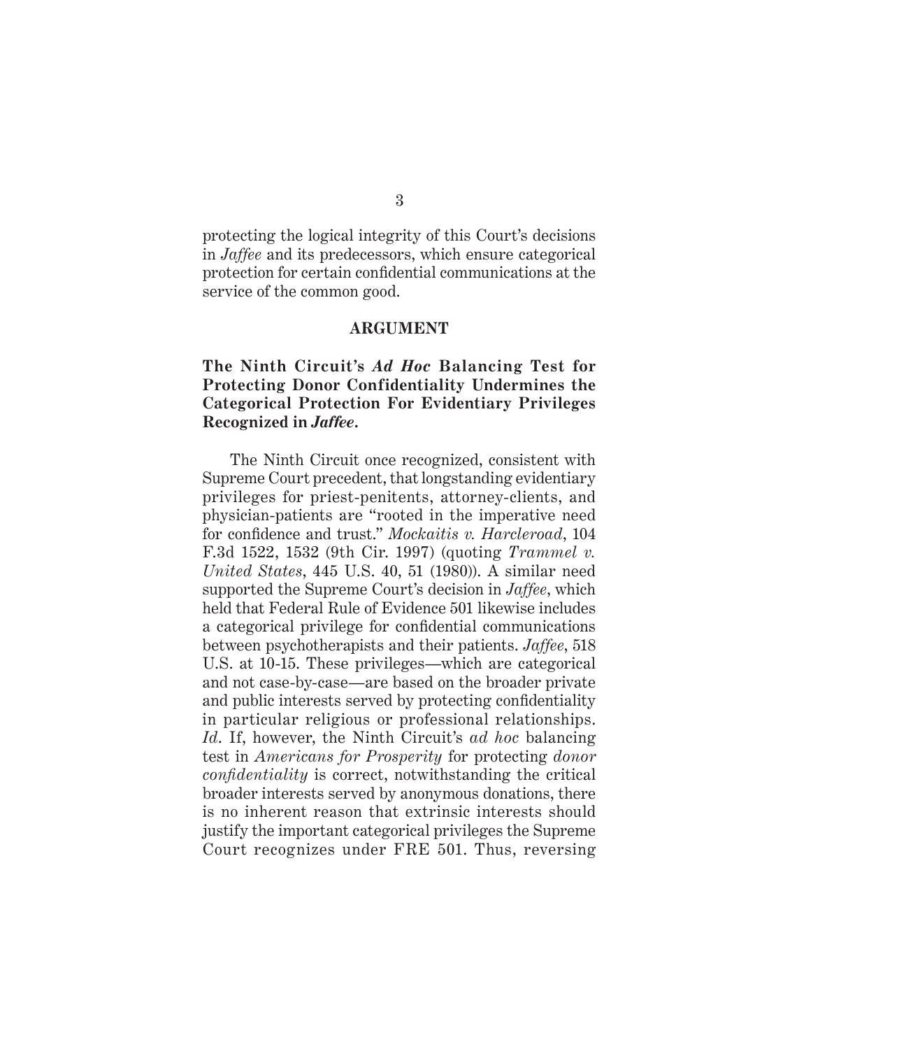protecting the logical integrity of this Court's decisions in *Jaffee* and its predecessors, which ensure categorical protection for certain confidential communications at the service of the common good.

## ARGUMENT

### The Ninth Circuit's *Ad Hoc* Balancing Test for Protecting Donor Confidentiality Undermines the Categorical Protection For Evidentiary Privileges Recognized in *Jaffee*.

The Ninth Circuit once recognized, consistent with Supreme Court precedent, that longstanding evidentiary privileges for priest-penitents, attorney-clients, and physician-patients are "rooted in the imperative need for confidence and trust." *Mockaitis v. Harcleroad*, 104 F.3d 1522, 1532 (9th Cir. 1997) (quoting *Trammel v. United States*, 445 U.S. 40, 51 (1980)). A similar need supported the Supreme Court's decision in *Jaffee*, which held that Federal Rule of Evidence 501 likewise includes a categorical privilege for confidential communications between psychotherapists and their patients. *Jaffee*, 518 U.S. at 10-15. These privileges—which are categorical and not case-by-case—are based on the broader private and public interests served by protecting confidentiality in particular religious or professional relationships. *Id*. If, however, the Ninth Circuit's *ad hoc* balancing test in *Americans for Prosperity* for protecting *donor confidentiality* is correct, notwithstanding the critical broader interests served by anonymous donations, there is no inherent reason that extrinsic interests should justify the important categorical privileges the Supreme Court recognizes under FRE 501. Thus, reversing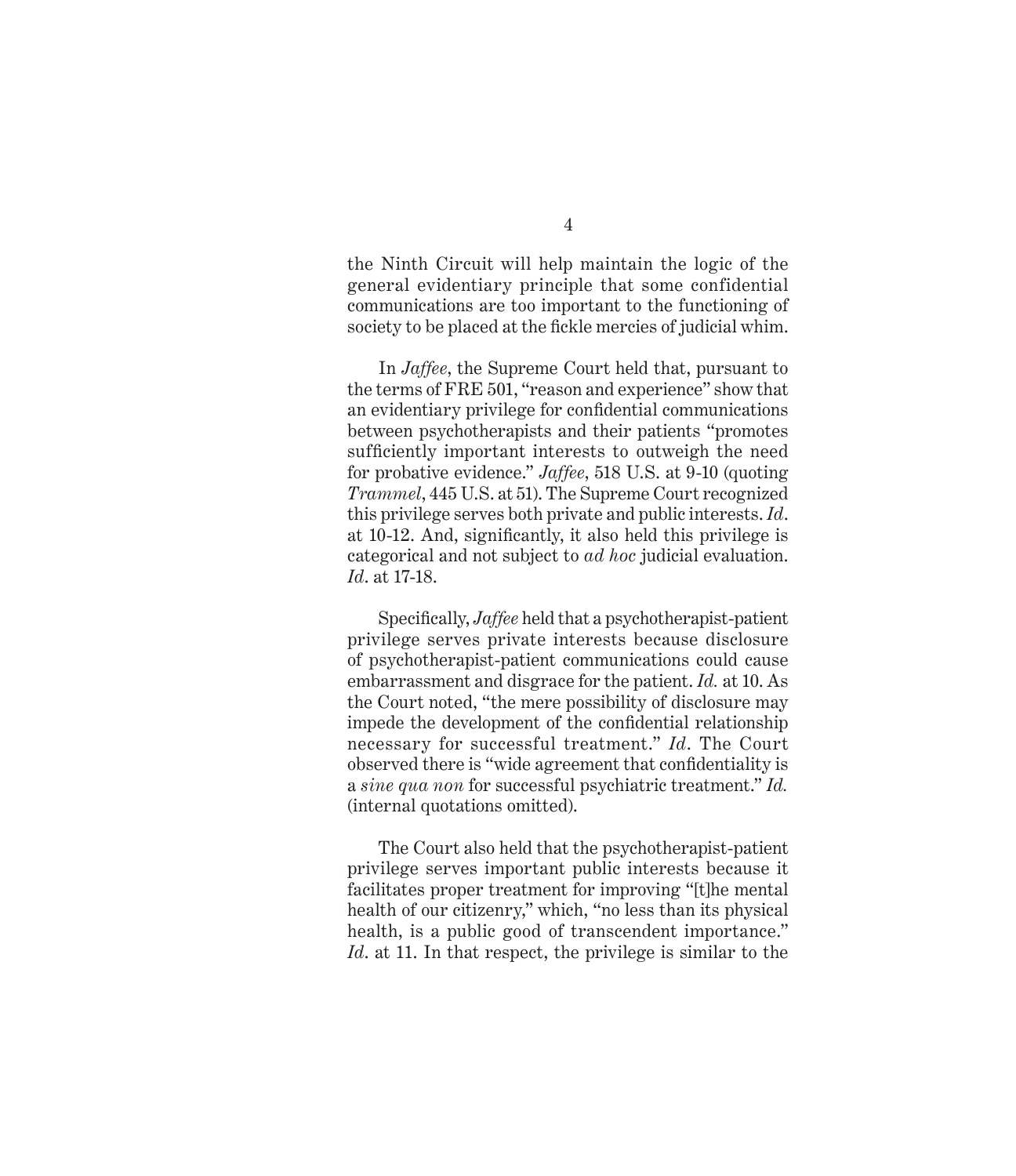the Ninth Circuit will help maintain the logic of the general evidentiary principle that some confidential communications are too important to the functioning of society to be placed at the fickle mercies of judicial whim.

In *Jaffee*, the Supreme Court held that, pursuant to the terms of FRE 501, "reason and experience" show that an evidentiary privilege for confidential communications between psychotherapists and their patients "promotes sufficiently important interests to outweigh the need for probative evidence." *Jaffee*, 518 U.S. at 9-10 (quoting *Trammel*, 445 U.S. at 51). The Supreme Court recognized this privilege serves both private and public interests. *Id*. at 10-12. And, significantly, it also held this privilege is categorical and not subject to *ad hoc* judicial evaluation. *Id*. at 17-18.

Specifically, *Jaffee* held that a psychotherapist-patient privilege serves private interests because disclosure of psychotherapist-patient communications could cause embarrassment and disgrace for the patient. *Id.* at 10. As the Court noted, "the mere possibility of disclosure may impede the development of the confidential relationship necessary for successful treatment." *Id*. The Court observed there is "wide agreement that confidentiality is a *sine qua non* for successful psychiatric treatment." *Id.* (internal quotations omitted).

The Court also held that the psychotherapist-patient privilege serves important public interests because it facilitates proper treatment for improving "[t]he mental health of our citizenry," which, "no less than its physical health, is a public good of transcendent importance." *Id*. at 11. In that respect, the privilege is similar to the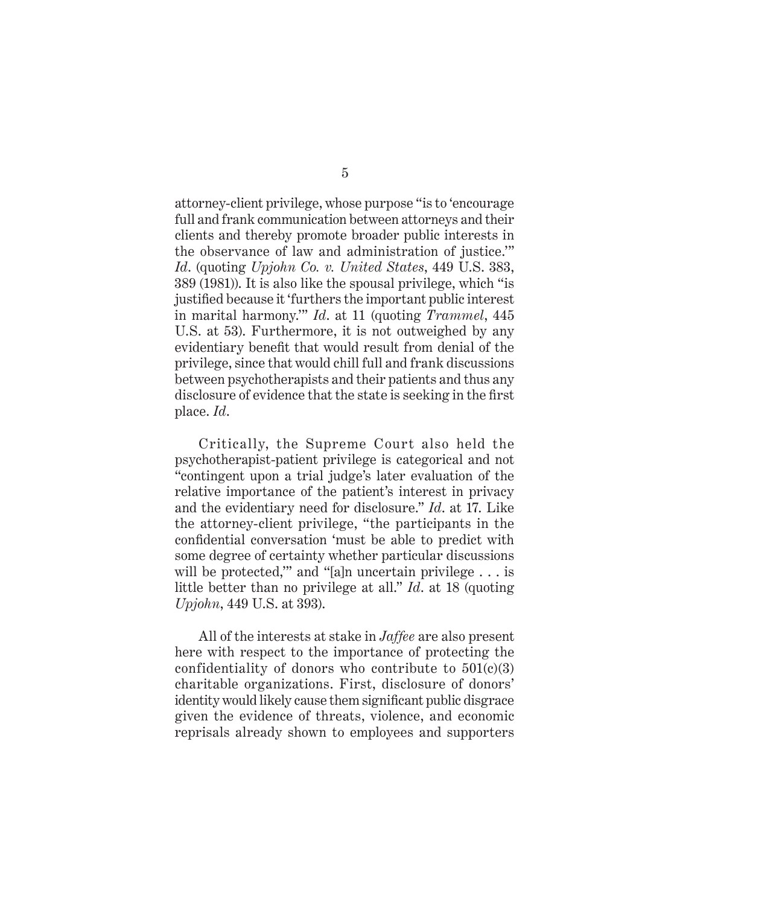attorney-client privilege, whose purpose "is to 'encourage full and frank communication between attorneys and their clients and thereby promote broader public interests in the observance of law and administration of justice.'" *Id*. (quoting *Upjohn Co. v. United States*, 449 U.S. 383, 389 (1981)). It is also like the spousal privilege, which "is justified because it 'furthers the important public interest in marital harmony.'" *Id*. at 11 (quoting *Trammel*, 445 U.S. at 53). Furthermore, it is not outweighed by any evidentiary benefit that would result from denial of the privilege, since that would chill full and frank discussions between psychotherapists and their patients and thus any disclosure of evidence that the state is seeking in the first place. *Id*.

Critically, the Supreme Court also held the psychotherapist-patient privilege is categorical and not "contingent upon a trial judge's later evaluation of the relative importance of the patient's interest in privacy and the evidentiary need for disclosure." *Id*. at 17. Like the attorney-client privilege, "the participants in the confidential conversation 'must be able to predict with some degree of certainty whether particular discussions will be protected,'" and "[a]n uncertain privilege . . . is little better than no privilege at all." *Id*. at 18 (quoting *Upjohn*, 449 U.S. at 393).

All of the interests at stake in *Jaffee* are also present here with respect to the importance of protecting the confidentiality of donors who contribute to 501(c)(3) charitable organizations. First, disclosure of donors' identity would likely cause them significant public disgrace given the evidence of threats, violence, and economic reprisals already shown to employees and supporters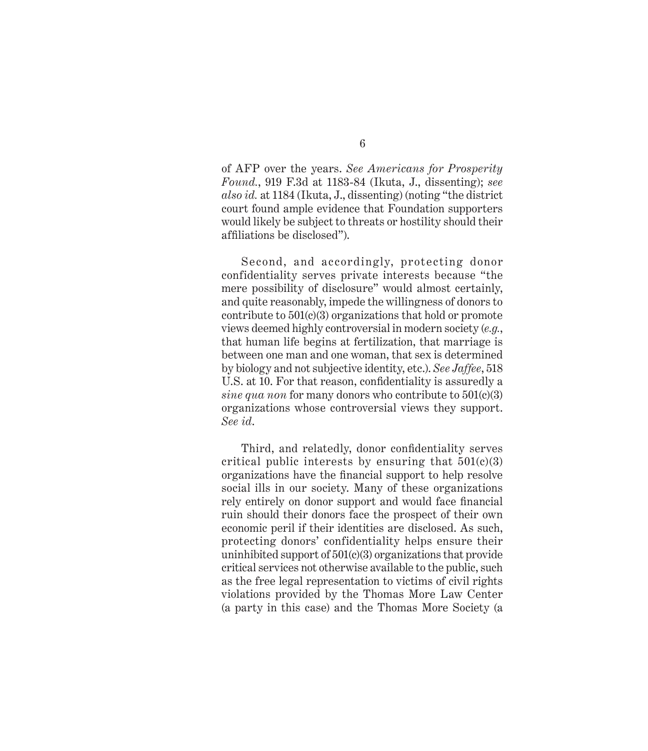of AFP over the years. *See Americans for Prosperity Found.*, 919 F.3d at 1183-84 (Ikuta, J., dissenting); *see also id.* at 1184 (Ikuta, J., dissenting) (noting "the district court found ample evidence that Foundation supporters would likely be subject to threats or hostility should their affiliations be disclosed").

Second, and accordingly, protecting donor confidentiality serves private interests because "the mere possibility of disclosure" would almost certainly, and quite reasonably, impede the willingness of donors to contribute to 501(c)(3) organizations that hold or promote views deemed highly controversial in modern society (*e.g.*, that human life begins at fertilization, that marriage is between one man and one woman, that sex is determined by biology and not subjective identity, etc.). *See Jaffee*, 518 U.S. at 10. For that reason, confidentiality is assuredly a *sine qua non* for many donors who contribute to 501(c)(3) organizations whose controversial views they support. *See id*.

Third, and relatedly, donor confidentiality serves critical public interests by ensuring that 501(c)(3) organizations have the financial support to help resolve social ills in our society. Many of these organizations rely entirely on donor support and would face financial ruin should their donors face the prospect of their own economic peril if their identities are disclosed. As such, protecting donors' confidentiality helps ensure their uninhibited support of 501(c)(3) organizations that provide critical services not otherwise available to the public, such as the free legal representation to victims of civil rights violations provided by the Thomas More Law Center (a party in this case) and the Thomas More Society (a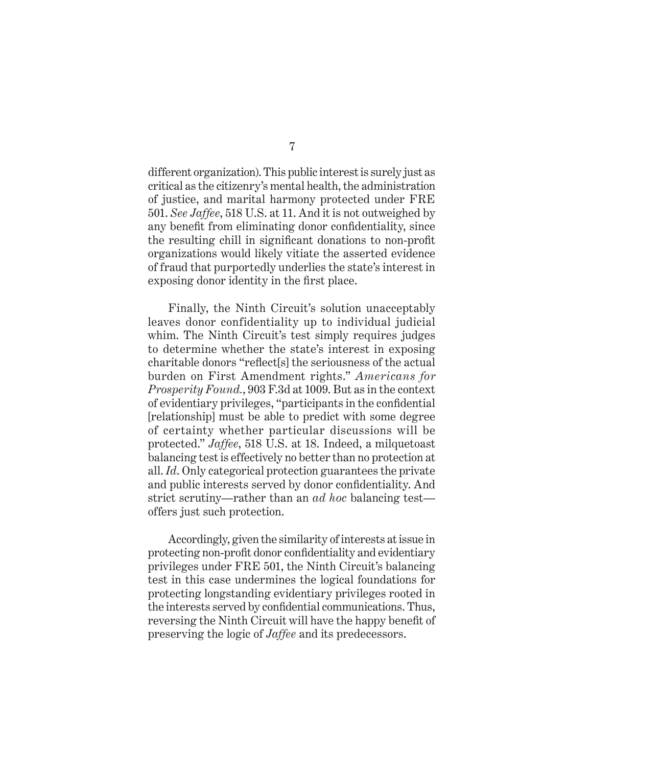different organization). This public interest is surely just as critical as the citizenry's mental health, the administration of justice, and marital harmony protected under FRE 501. *See Jaffee*, 518 U.S. at 11. And it is not outweighed by any benefit from eliminating donor confidentiality, since the resulting chill in significant donations to non-profit organizations would likely vitiate the asserted evidence of fraud that purportedly underlies the state's interest in exposing donor identity in the first place.

Finally, the Ninth Circuit's solution unacceptably leaves donor confidentiality up to individual judicial whim. The Ninth Circuit's test simply requires judges to determine whether the state's interest in exposing charitable donors "reflect[s] the seriousness of the actual burden on First Amendment rights." *Americans for Prosperity Found.*, 903 F.3d at 1009. But as in the context of evidentiary privileges, "participants in the confidential [relationship] must be able to predict with some degree of certainty whether particular discussions will be protected." *Jaffee*, 518 U.S. at 18. Indeed, a milquetoast balancing test is effectively no better than no protection at all. *Id*. Only categorical protection guarantees the private and public interests served by donor confidentiality. And strict scrutiny—rather than an *ad hoc* balancing test—offers just such protection.

Accordingly, given the similarity of interests at issue in protecting non-profit donor confidentiality and evidentiary privileges under FRE 501, the Ninth Circuit's balancing test in this case undermines the logical foundations for protecting longstanding evidentiary privileges rooted in the interests served by confidential communications. Thus, reversing the Ninth Circuit will have the happy benefit of preserving the logic of *Jaffee* and its predecessors.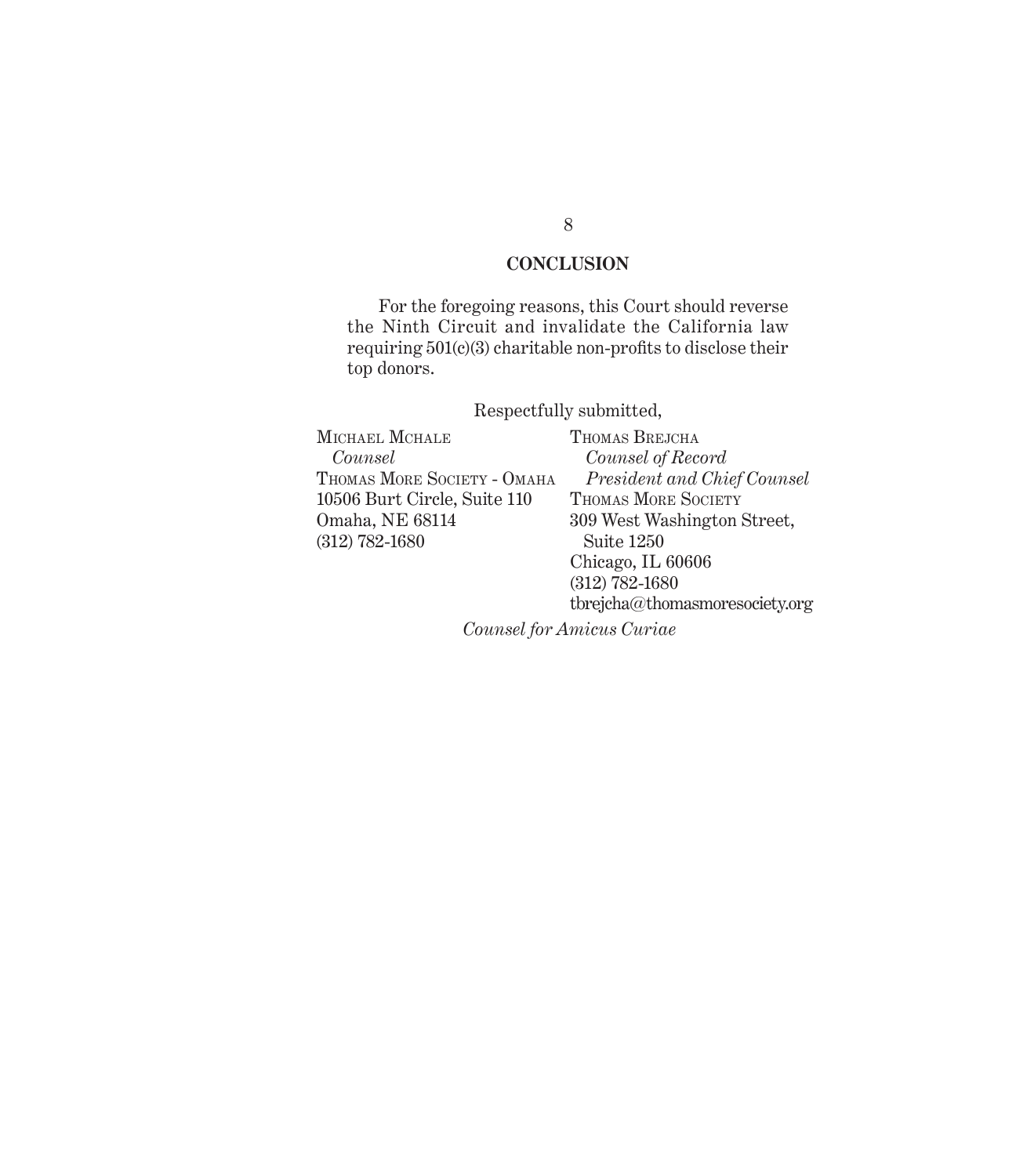## CONCLUSION

For the foregoing reasons, this Court should reverse the Ninth Circuit and invalidate the California law requiring 501(c)(3) charitable non-profits to disclose their top donors.

Respectfully submitted,

Michael McHale
*Counsel*
Thomas More Society - Omaha
10506 Burt Circle, Suite 110
Omaha, NE 68114
(312) 782-1680

Thomas Brejcha
*Counsel of Record*
*President and Chief Counsel*
Thomas More Society
309 West Washington Street,
Suite 1250
Chicago, IL 60606
(312) 782-1680
tbrejcha@thomasmoresociety.org

*Counsel for Amicus Curiae*